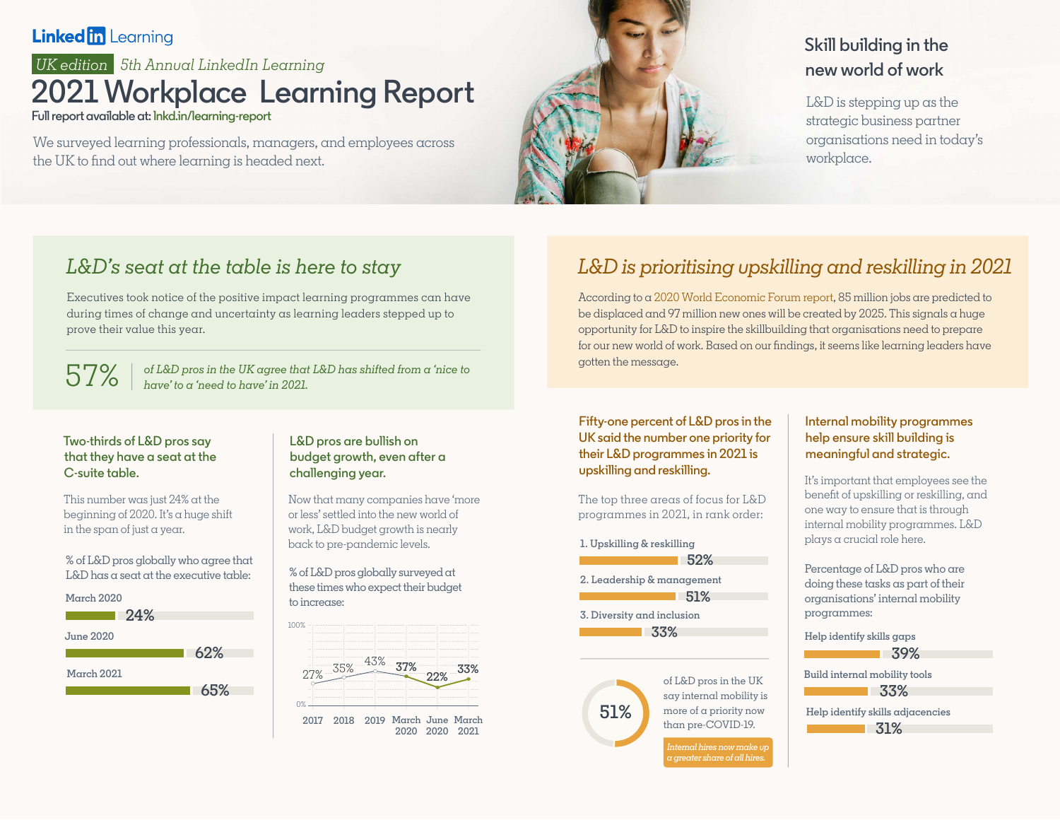LinkedIn Learning

UK edition *5th Annual LinkedIn Learning*

# 2021 Workplace Learning Report

**Full report available at: lnkd.in/learning-report**

We surveyed learning professionals, managers, and employees across the UK to find out where learning is headed next.

## Skill building in the new world of work

L&D is stepping up as the strategic business partner organisations need in today's workplace.

## *L&D's seat at the table is here to stay*

Executives took notice of the positive impact learning programmes can have during times of change and uncertainty as learning leaders stepped up to prove their value this year.

**57%** *of L&D pros in the UK agree that L&D has shifted from a 'nice to have' to a 'need to have' in 2021.*

### Two-thirds of L&D pros say that they have a seat at the C-suite table.

This number was just 24% at the beginning of 2020. It's a huge shift in the span of just a year.

% of L&D pros globally who agree that L&D has a seat at the executive table:

| Date | % |
| --- | --- |
| March 2020 | 24% |
| June 2020 | 62% |
| March 2021 | 65% |

### L&D pros are bullish on budget growth, even after a challenging year.

Now that many companies have 'more or less' settled into the new world of work, L&D budget growth is nearly back to pre-pandemic levels.

% of L&D pros globally surveyed at these times who expect their budget to increase:

| 2017 | 2018 | 2019 | March 2020 | June 2020 | March 2021 |
| --- | --- | --- | --- | --- | --- |
| 27% | 35% | 43% | 37% | 22% | 33% |

## *L&D is prioritising upskilling and reskilling in 2021*

According to a 2020 World Economic Forum report, 85 million jobs are predicted to be displaced and 97 million new ones will be created by 2025. This signals a huge opportunity for L&D to inspire the skillbuilding that organisations need to prepare for our new world of work. Based on our findings, it seems like learning leaders have gotten the message.

### Fifty-one percent of L&D pros in the UK said the number one priority for their L&D programmes in 2021 is upskilling and reskilling.

The top three areas of focus for L&D programmes in 2021, in rank order:

1. Upskilling & reskilling — 52%
2. Leadership & management — 51%
3. Diversity and inclusion — 33%

**51%** of L&D pros in the UK say internal mobility is more of a priority now than pre-COVID-19.

*Internal hires now make up a greater share of all hires.*

### Internal mobility programmes help ensure skill building is meaningful and strategic.

It's important that employees see the benefit of upskilling or reskilling, and one way to ensure that is through internal mobility programmes. L&D plays a crucial role here.

Percentage of L&D pros who are doing these tasks as part of their organisations' internal mobility programmes:

- Help identify skills gaps — 39%
- Build internal mobility tools — 33%
- Help identify skills adjacencies — 31%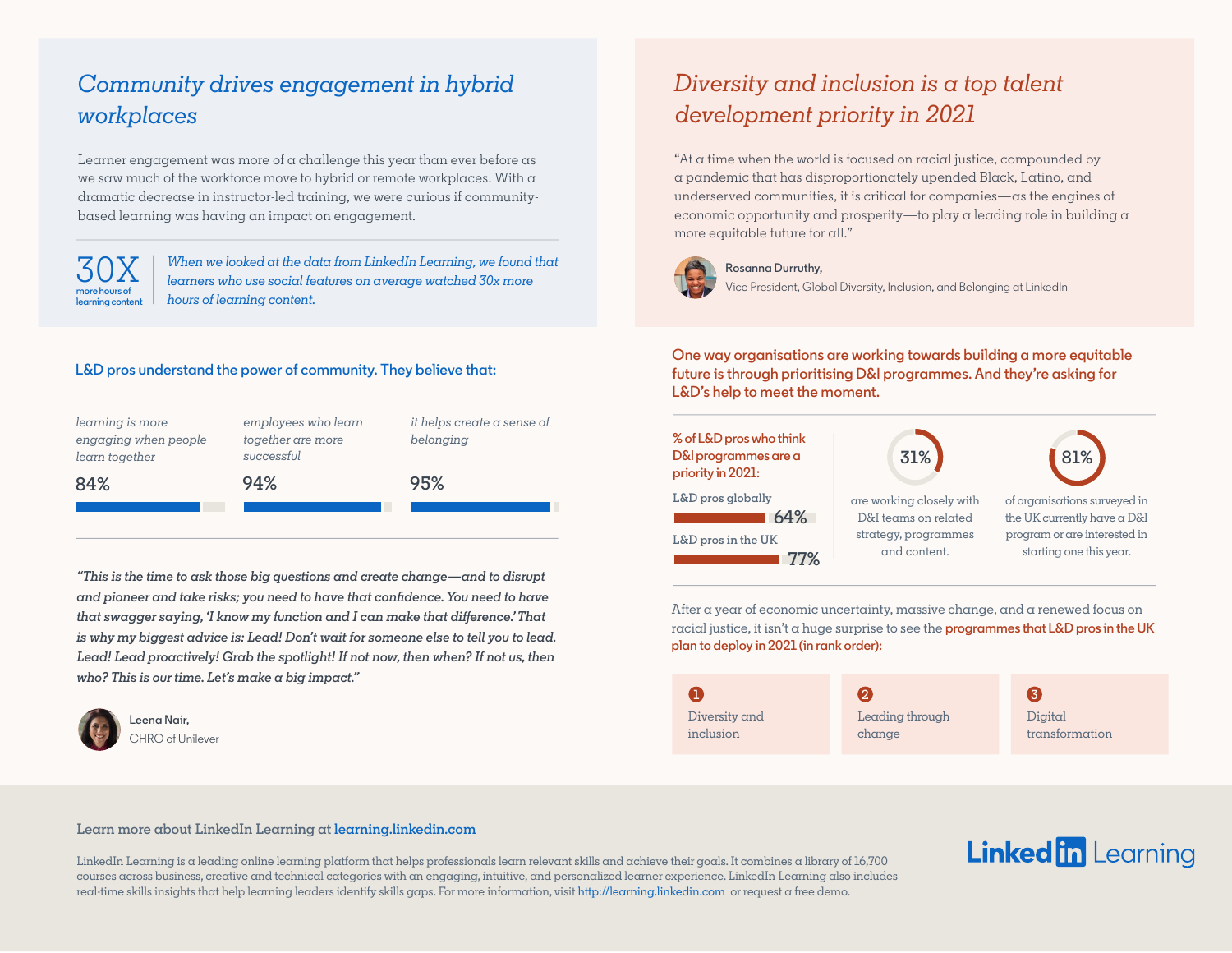## Community drives engagement in hybrid workplaces

Learner engagement was more of a challenge this year than ever before as we saw much of the workforce move to hybrid or remote workplaces. With a dramatic decrease in instructor-led training, we were curious if community-based learning was having an impact on engagement.

**30X** more hours of learning content

*When we looked at the data from LinkedIn Learning, we found that learners who use social features on average watched 30x more hours of learning content.*

**L&D pros understand the power of community. They believe that:**

*learning is more engaging when people learn together*
84%

*employees who learn together are more successful*
94%

*it helps create a sense of belonging*
95%

***"This is the time to ask those big questions and create change—and to disrupt and pioneer and take risks; you need to have that confidence. You need to have that swagger saying, 'I know my function and I can make that difference.' That is why my biggest advice is: Lead! Don't wait for someone else to tell you to lead. Lead! Lead proactively! Grab the spotlight! If not now, then when? If not us, then who? This is our time. Let's make a big impact."***

**Leena Nair,**
CHRO of Unilever

## Diversity and inclusion is a top talent development priority in 2021

"At a time when the world is focused on racial justice, compounded by a pandemic that has disproportionately upended Black, Latino, and underserved communities, it is critical for companies—as the engines of economic opportunity and prosperity—to play a leading role in building a more equitable future for all."

**Rosanna Durruthy,**
Vice President, Global Diversity, Inclusion, and Belonging at LinkedIn

**One way organisations are working towards building a more equitable future is through prioritising D&I programmes. And they're asking for L&D's help to meet the moment.**

**% of L&D pros who think D&I programmes are a priority in 2021:**

L&D pros globally
64%

L&D pros in the UK
77%

31%
are working closely with D&I teams on related strategy, programmes and content.

81%
of organisations surveyed in the UK currently have a D&I program or are interested in starting one this year.

After a year of economic uncertainty, massive change, and a renewed focus on racial justice, it isn't a huge surprise to see the **programmes that L&D pros in the UK plan to deploy in 2021 (in rank order):**

1. Diversity and inclusion
2. Leading through change
3. Digital transformation

Learn more about LinkedIn Learning at **learning.linkedin.com**

LinkedIn Learning is a leading online learning platform that helps professionals learn relevant skills and achieve their goals. It combines a library of 16,700 courses across business, creative and technical categories with an engaging, intuitive, and personalized learner experience. LinkedIn Learning also includes real-time skills insights that help learning leaders identify skills gaps. For more information, visit http://learning.linkedin.com or request a free demo.

LinkedIn Learning